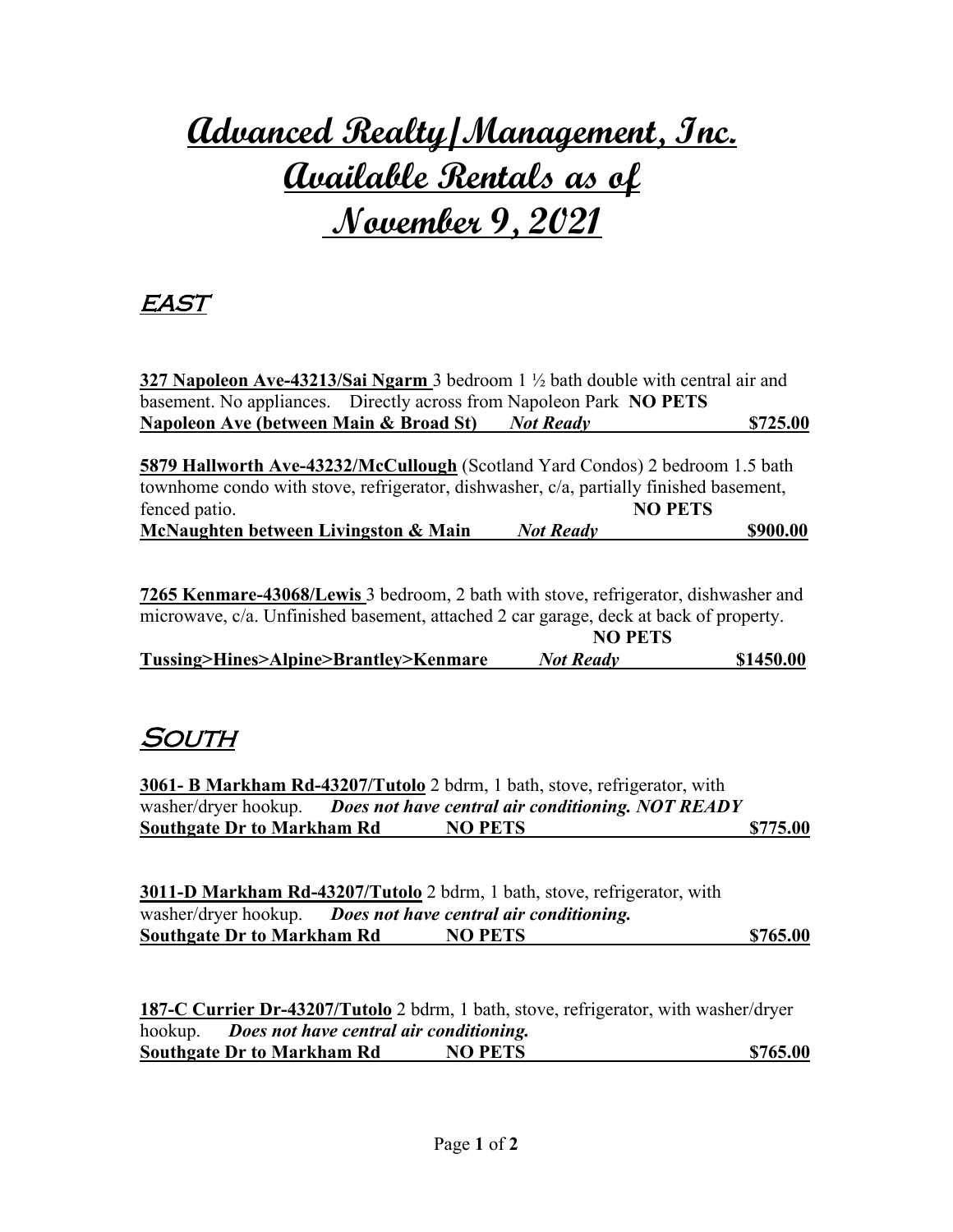# Advanced Realty/Management, Inc.
# Available Rentals as of
# November 9, 2021

## EAST

**327 Napoleon Ave-43213/Sai Ngarm** 3 bedroom 1 ½ bath double with central air and basement. No appliances. Directly across from Napoleon Park **NO PETS**
**Napoleon Ave (between Main & Broad St)** ***Not Ready*** **$725.00**

**5879 Hallworth Ave-43232/McCullough** (Scotland Yard Condos) 2 bedroom 1.5 bath townhome condo with stove, refrigerator, dishwasher, c/a, partially finished basement, fenced patio. **NO PETS**
**McNaughten between Livingston & Main** ***Not Ready*** **$900.00**

**7265 Kenmare-43068/Lewis** 3 bedroom, 2 bath with stove, refrigerator, dishwasher and microwave, c/a. Unfinished basement, attached 2 car garage, deck at back of property. **NO PETS**
**Tussing>Hines>Alpine>Brantley>Kenmare** ***Not Ready*** **$1450.00**

## SOUTH

**3061- B Markham Rd-43207/Tutolo** 2 bdrm, 1 bath, stove, refrigerator, with washer/dryer hookup. ***Does not have central air conditioning. NOT READY***
**Southgate Dr to Markham Rd** **NO PETS** **$775.00**

**3011-D Markham Rd-43207/Tutolo** 2 bdrm, 1 bath, stove, refrigerator, with washer/dryer hookup. ***Does not have central air conditioning.***
**Southgate Dr to Markham Rd** **NO PETS** **$765.00**

**187-C Currier Dr-43207/Tutolo** 2 bdrm, 1 bath, stove, refrigerator, with washer/dryer hookup. ***Does not have central air conditioning.***
**Southgate Dr to Markham Rd** **NO PETS** **$765.00**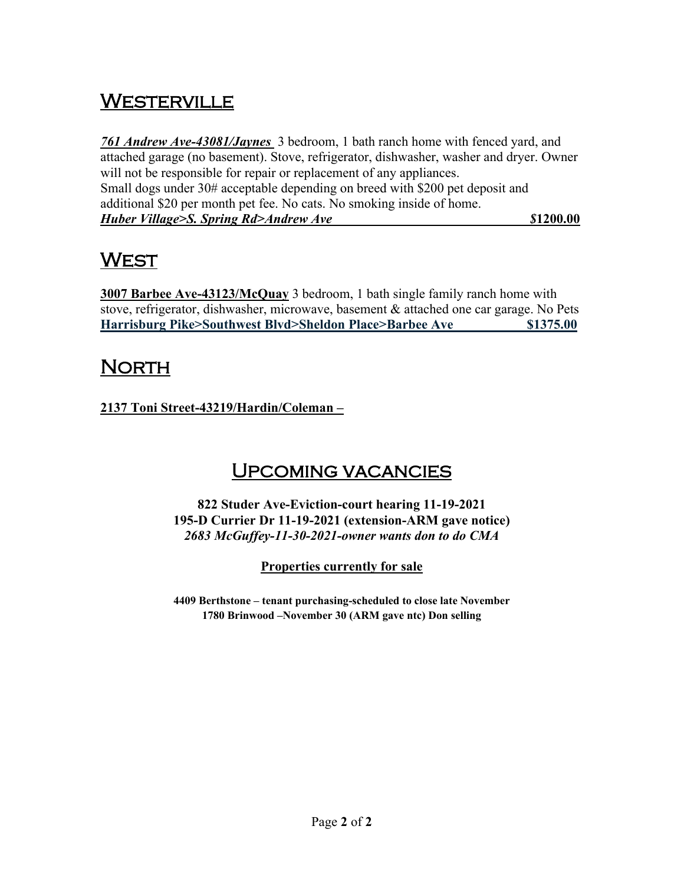## Westerville

***761 Andrew Ave-43081/Jaynes*** 3 bedroom, 1 bath ranch home with fenced yard, and attached garage (no basement). Stove, refrigerator, dishwasher, washer and dryer. Owner will not be responsible for repair or replacement of any appliances.
Small dogs under 30# acceptable depending on breed with $200 pet deposit and additional $20 per month pet fee. No cats. No smoking inside of home.
***Huber Village>S. Spring Rd>Andrew Ave*** ***$1200.00***

## West

**3007 Barbee Ave-43123/McQuay** 3 bedroom, 1 bath single family ranch home with stove, refrigerator, dishwasher, microwave, basement & attached one car garage. No Pets
**Harrisburg Pike>Southwest Blvd>Sheldon Place>Barbee Ave** **$1375.00**

## North

**2137 Toni Street-43219/Hardin/Coleman –**

## Upcoming vacancies

**822 Studer Ave-Eviction-court hearing 11-19-2021**
**195-D Currier Dr 11-19-2021 (extension-ARM gave notice)**
***2683 McGuffey-11-30-2021-owner wants don to do CMA***

**Properties currently for sale**

**4409 Berthstone – tenant purchasing-scheduled to close late November**
**1780 Brinwood –November 30 (ARM gave ntc) Don selling**